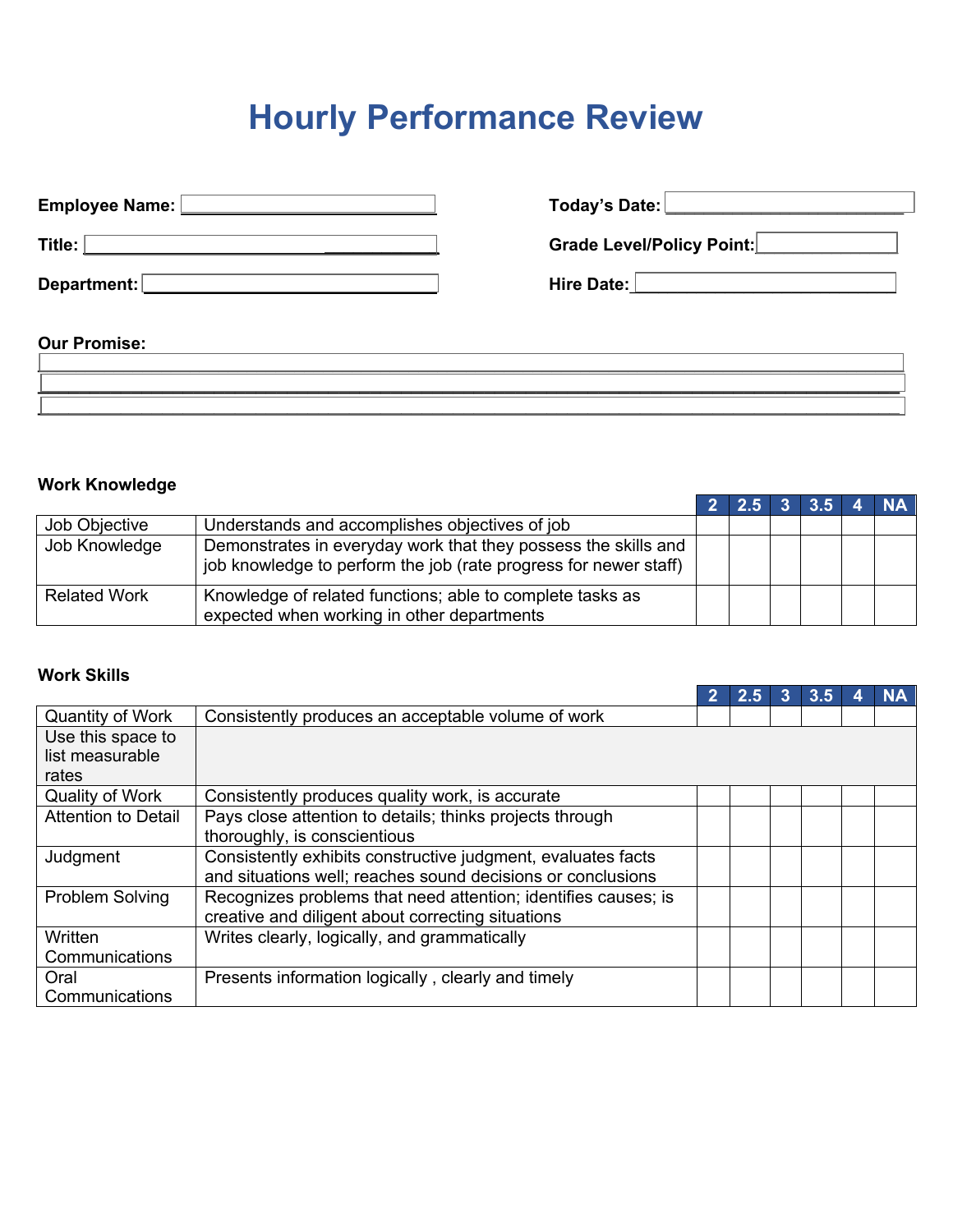# Hourly Performance Review

**Employee Name:** \_\_\_\_\_\_\_\_\_\_\_\_\_\_\_\_\_\_\_\_\_\_\_\_\_\_\_\_

**Title:** \_\_\_\_\_\_\_\_\_\_\_\_\_\_\_\_\_\_\_\_\_\_\_\_\_\_\_\_

**Department:** \_\_\_\_\_\_\_\_\_\_\_\_\_\_\_\_\_\_\_\_\_\_\_\_\_\_\_\_

**Today's Date:** \_\_\_\_\_\_\_\_\_\_\_\_\_\_\_\_\_\_\_\_\_\_\_\_\_\_\_\_

**Grade Level/Policy Point:** \_\_\_\_\_\_\_\_\_\_\_\_\_\_\_\_\_\_\_\_

**Hire Date:** \_\_\_\_\_\_\_\_\_\_\_\_\_\_\_\_\_\_\_\_\_\_\_\_\_\_\_\_

**Our Promise:**

\_\_\_\_\_\_\_\_\_\_\_\_\_\_\_\_\_\_\_\_\_\_\_\_\_\_\_\_\_\_\_\_\_\_\_\_\_\_\_\_\_\_\_\_\_\_\_\_\_\_\_\_\_\_\_\_\_\_\_\_

\_\_\_\_\_\_\_\_\_\_\_\_\_\_\_\_\_\_\_\_\_\_\_\_\_\_\_\_\_\_\_\_\_\_\_\_\_\_\_\_\_\_\_\_\_\_\_\_\_\_\_\_\_\_\_\_\_\_\_\_

\_\_\_\_\_\_\_\_\_\_\_\_\_\_\_\_\_\_\_\_\_\_\_\_\_\_\_\_\_\_\_\_\_\_\_\_\_\_\_\_\_\_\_\_\_\_\_\_\_\_\_\_\_\_\_\_\_\_\_\_

**Work Knowledge**

| | | 2 | 2.5 | 3 | 3.5 | 4 | NA |
|---|---|---|---|---|---|---|---|
| Job Objective | Understands and accomplishes objectives of job | | | | | | |
| Job Knowledge | Demonstrates in everyday work that they possess the skills and job knowledge to perform the job (rate progress for newer staff) | | | | | | |
| Related Work | Knowledge of related functions; able to complete tasks as expected when working in other departments | | | | | | |

**Work Skills**

| | | 2 | 2.5 | 3 | 3.5 | 4 | NA |
|---|---|---|---|---|---|---|---|
| Quantity of Work | Consistently produces an acceptable volume of work | | | | | | |
| Use this space to list measurable rates | | | | | | | |
| Quality of Work | Consistently produces quality work, is accurate | | | | | | |
| Attention to Detail | Pays close attention to details; thinks projects through thoroughly, is conscientious | | | | | | |
| Judgment | Consistently exhibits constructive judgment, evaluates facts and situations well; reaches sound decisions or conclusions | | | | | | |
| Problem Solving | Recognizes problems that need attention; identifies causes; is creative and diligent about correcting situations | | | | | | |
| Written Communications | Writes clearly, logically, and grammatically | | | | | | |
| Oral Communications | Presents information logically , clearly and timely | | | | | | |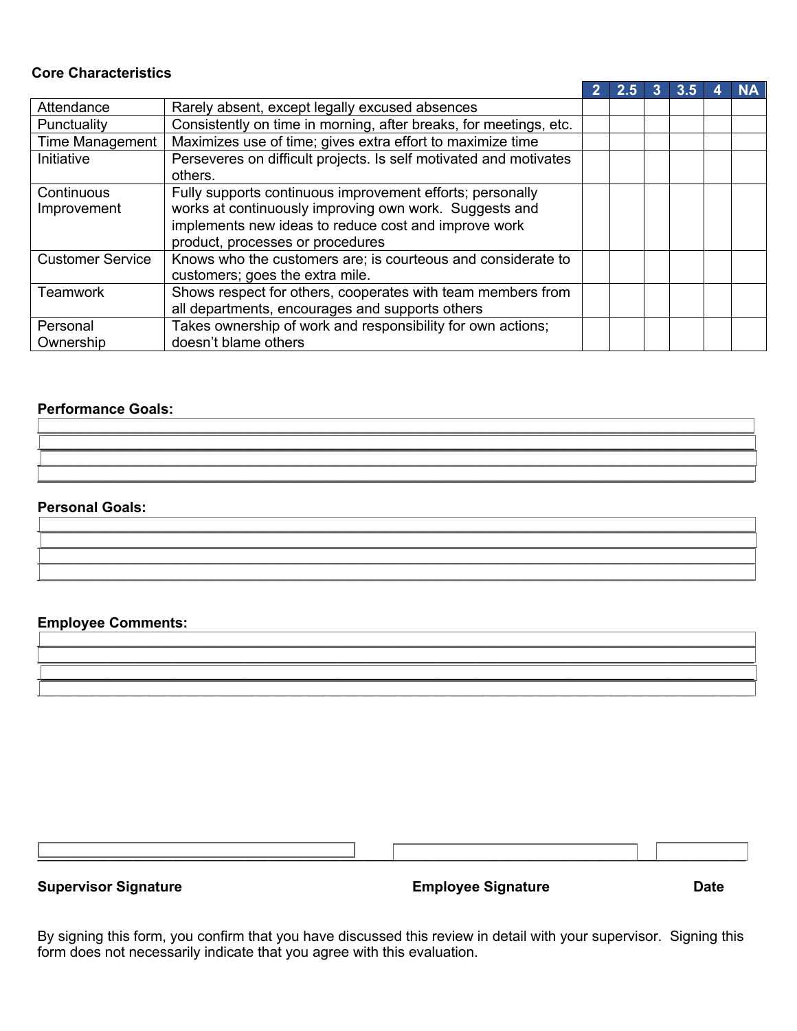**Core Characteristics**

| | | 2 | 2.5 | 3 | 3.5 | 4 | NA |
|---|---|---|---|---|---|---|---|
| Attendance | Rarely absent, except legally excused absences | | | | | | |
| Punctuality | Consistently on time in morning, after breaks, for meetings, etc. | | | | | | |
| Time Management | Maximizes use of time; gives extra effort to maximize time | | | | | | |
| Initiative | Perseveres on difficult projects. Is self motivated and motivates others. | | | | | | |
| Continuous Improvement | Fully supports continuous improvement efforts; personally works at continuously improving own work. Suggests and implements new ideas to reduce cost and improve work product, processes or procedures | | | | | | |
| Customer Service | Knows who the customers are; is courteous and considerate to customers; goes the extra mile. | | | | | | |
| Teamwork | Shows respect for others, cooperates with team members from all departments, encourages and supports others | | | | | | |
| Personal Ownership | Takes ownership of work and responsibility for own actions; doesn't blame others | | | | | | |

**Performance Goals:**

______________________________________________________________________________

______________________________________________________________________________

______________________________________________________________________________

______________________________________________________________________________

**Personal Goals:**

______________________________________________________________________________

______________________________________________________________________________

______________________________________________________________________________

______________________________________________________________________________

**Employee Comments:**

______________________________________________________________________________

______________________________________________________________________________

______________________________________________________________________________

______________________________________________________________________________

______________________________ ______________________________ ____________

**Supervisor Signature** **Employee Signature** **Date**

By signing this form, you confirm that you have discussed this review in detail with your supervisor. Signing this form does not necessarily indicate that you agree with this evaluation.